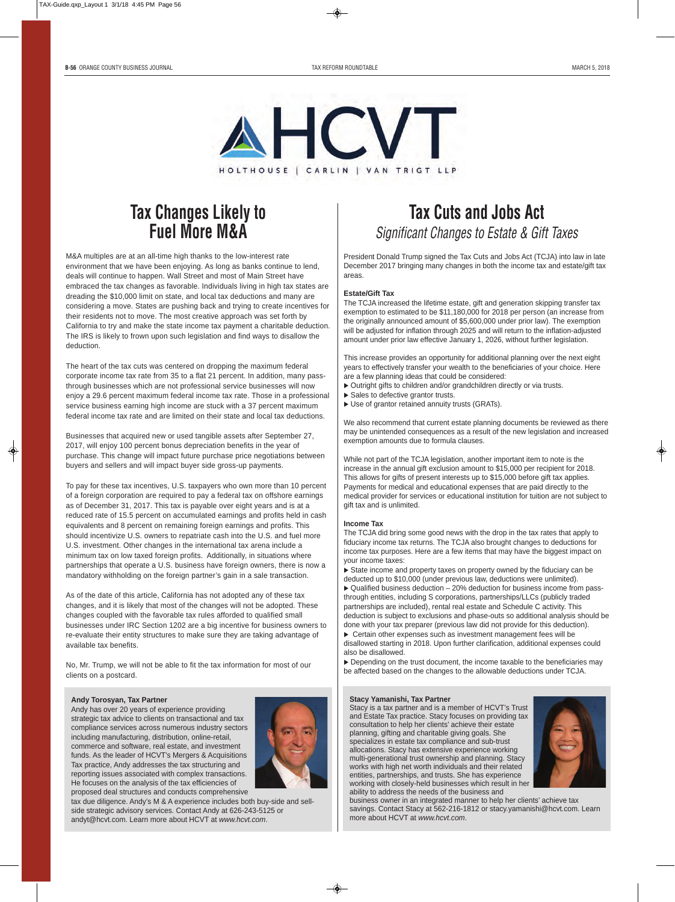HCVT

HOLTHOUSE | CARLIN | VAN TRIGT LLP

# Tax Changes Likely to Fuel More M&A

M&A multiples are at an all-time high thanks to the low-interest rate environment that we have been enjoying. As long as banks continue to lend, deals will continue to happen. Wall Street and most of Main Street have embraced the tax changes as favorable. Individuals living in high tax states are dreading the $10,000 limit on state, and local tax deductions and many are considering a move. States are pushing back and trying to create incentives for their residents not to move. The most creative approach was set forth by California to try and make the state income tax payment a charitable deduction. The IRS is likely to frown upon such legislation and find ways to disallow the deduction.

The heart of the tax cuts was centered on dropping the maximum federal corporate income tax rate from 35 to a flat 21 percent. In addition, many pass-through businesses which are not professional service businesses will now enjoy a 29.6 percent maximum federal income tax rate. Those in a professional service business earning high income are stuck with a 37 percent maximum federal income tax rate and are limited on their state and local tax deductions.

Businesses that acquired new or used tangible assets after September 27, 2017, will enjoy 100 percent bonus depreciation benefits in the year of purchase. This change will impact future purchase price negotiations between buyers and sellers and will impact buyer side gross-up payments.

To pay for these tax incentives, U.S. taxpayers who own more than 10 percent of a foreign corporation are required to pay a federal tax on offshore earnings as of December 31, 2017. This tax is payable over eight years and is at a reduced rate of 15.5 percent on accumulated earnings and profits held in cash equivalents and 8 percent on remaining foreign earnings and profits. This should incentivize U.S. owners to repatriate cash into the U.S. and fuel more U.S. investment. Other changes in the international tax arena include a minimum tax on low taxed foreign profits. Additionally, in situations where partnerships that operate a U.S. business have foreign owners, there is now a mandatory withholding on the foreign partner's gain in a sale transaction.

As of the date of this article, California has not adopted any of these tax changes, and it is likely that most of the changes will not be adopted. These changes coupled with the favorable tax rules afforded to qualified small businesses under IRC Section 1202 are a big incentive for business owners to re-evaluate their entity structures to make sure they are taking advantage of available tax benefits.

No, Mr. Trump, we will not be able to fit the tax information for most of our clients on a postcard.

**Andy Torosyan, Tax Partner**
Andy has over 20 years of experience providing strategic tax advice to clients on transactional and tax compliance services across numerous industry sectors including manufacturing, distribution, online-retail, commerce and software, real estate, and investment funds. As the leader of HCVT's Mergers & Acquisitions Tax practice, Andy addresses the tax structuring and reporting issues associated with complex transactions. He focuses on the analysis of the tax efficiencies of proposed deal structures and conducts comprehensive tax due diligence. Andy's M & A experience includes both buy-side and sell-side strategic advisory services. Contact Andy at 626-243-5125 or andyt@hcvt.com. Learn more about HCVT at *www.hcvt.com*.

# Tax Cuts and Jobs Act

## *Significant Changes to Estate & Gift Taxes*

President Donald Trump signed the Tax Cuts and Jobs Act (TCJA) into law in late December 2017 bringing many changes in both the income tax and estate/gift tax areas.

**Estate/Gift Tax**

The TCJA increased the lifetime estate, gift and generation skipping transfer tax exemption to estimated to be $11,180,000 for 2018 per person (an increase from the originally announced amount of $5,600,000 under prior law). The exemption will be adjusted for inflation through 2025 and will return to the inflation-adjusted amount under prior law effective January 1, 2026, without further legislation.

This increase provides an opportunity for additional planning over the next eight years to effectively transfer your wealth to the beneficiaries of your choice. Here are a few planning ideas that could be considered:

- Outright gifts to children and/or grandchildren directly or via trusts.
- Sales to defective grantor trusts.
- Use of grantor retained annuity trusts (GRATs).

We also recommend that current estate planning documents be reviewed as there may be unintended consequences as a result of the new legislation and increased exemption amounts due to formula clauses.

While not part of the TCJA legislation, another important item to note is the increase in the annual gift exclusion amount to $15,000 per recipient for 2018. This allows for gifts of present interests up to $15,000 before gift tax applies. Payments for medical and educational expenses that are paid directly to the medical provider for services or educational institution for tuition are not subject to gift tax and is unlimited.

**Income Tax**

The TCJA did bring some good news with the drop in the tax rates that apply to fiduciary income tax returns. The TCJA also brought changes to deductions for income tax purposes. Here are a few items that may have the biggest impact on your income taxes:

- State income and property taxes on property owned by the fiduciary can be deducted up to $10,000 (under previous law, deductions were unlimited).
- Qualified business deduction – 20% deduction for business income from pass-through entities, including S corporations, partnerships/LLCs (publicly traded partnerships are included), rental real estate and Schedule C activity. This deduction is subject to exclusions and phase-outs so additional analysis should be done with your tax preparer (previous law did not provide for this deduction).
- Certain other expenses such as investment management fees will be disallowed starting in 2018. Upon further clarification, additional expenses could also be disallowed.
- Depending on the trust document, the income taxable to the beneficiaries may be affected based on the changes to the allowable deductions under TCJA.

**Stacy Yamanishi, Tax Partner**
Stacy is a tax partner and is a member of HCVT's Trust and Estate Tax practice. Stacy focuses on providing tax consultation to help her clients' achieve their estate planning, gifting and charitable giving goals. She specializes in estate tax compliance and sub-trust allocations. Stacy has extensive experience working multi-generational trust ownership and planning. Stacy works with high net worth individuals and their related entities, partnerships, and trusts. She has experience working with closely-held businesses which result in her ability to address the needs of the business and business owner in an integrated manner to help her clients' achieve tax savings. Contact Stacy at 562-216-1812 or stacy.yamanishi@hcvt.com. Learn more about HCVT at *www.hcvt.com*.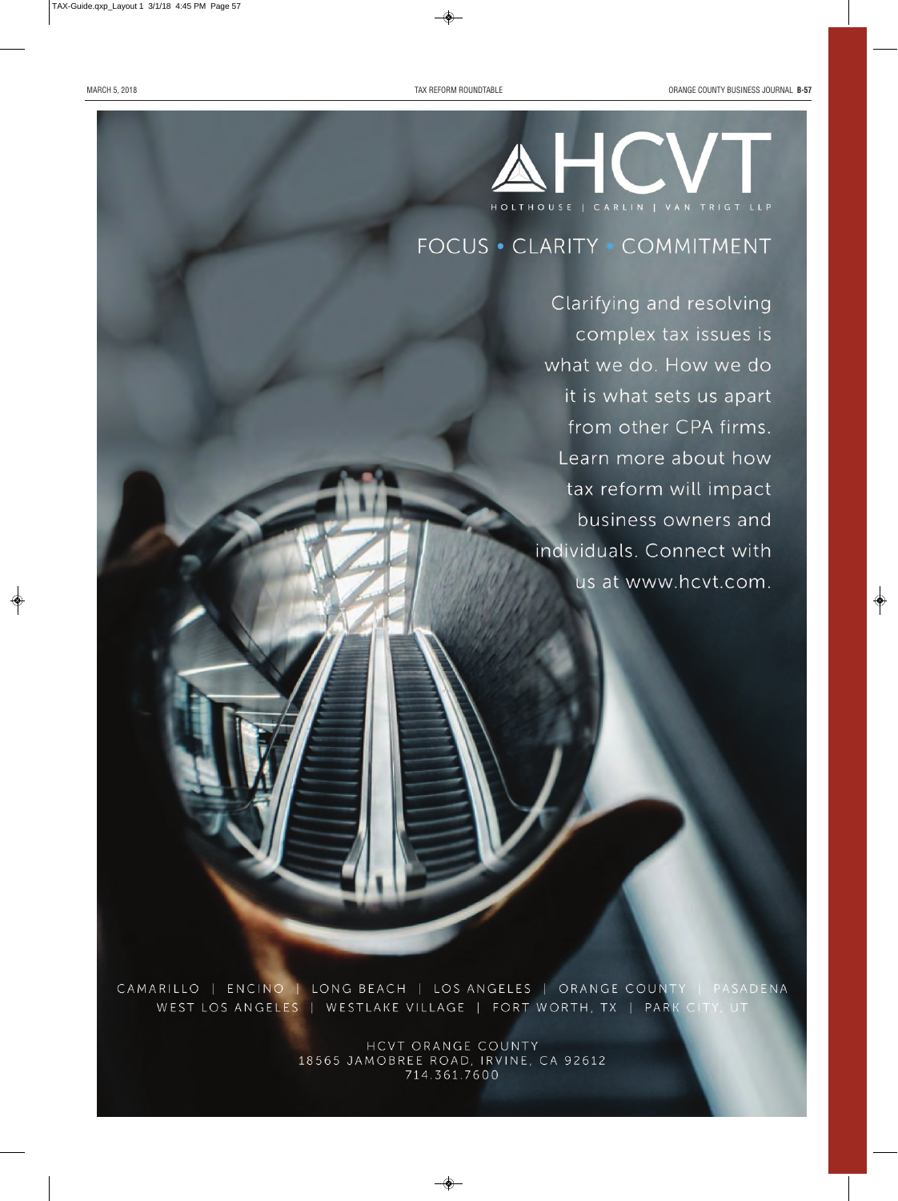# HCVT

HOLTHOUSE | CARLIN | VAN TRIGT LLP

## FOCUS • CLARITY • COMMITMENT

Clarifying and resolving complex tax issues is what we do. How we do it is what sets us apart from other CPA firms. Learn more about how tax reform will impact business owners and individuals. Connect with us at www.hcvt.com.

CAMARILLO | ENCINO | LONG BEACH | LOS ANGELES | ORANGE COUNTY | PASADENA
WEST LOS ANGELES | WESTLAKE VILLAGE | FORT WORTH, TX | PARK CITY, UT

HCVT ORANGE COUNTY
18565 JAMOBREE ROAD, IRVINE, CA 92612
714.361.7600